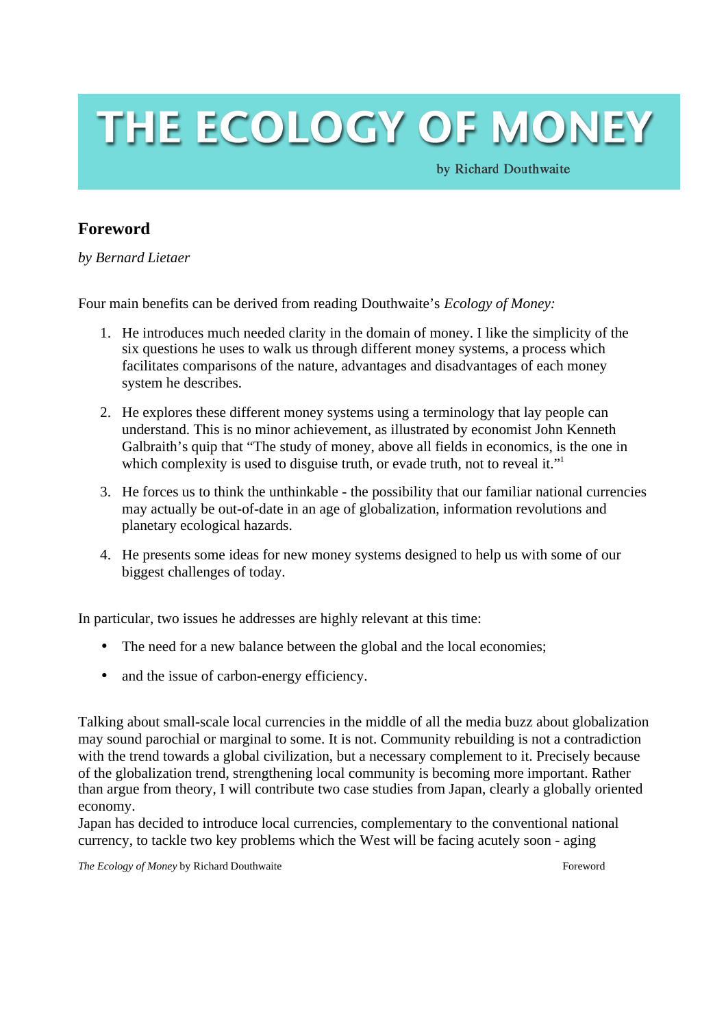# THE ECOLOGY OF MONEY

by Richard Douthwaite

## Foreword

*by Bernard Lietaer*

Four main benefits can be derived from reading Douthwaite's *Ecology of Money:*

1. He introduces much needed clarity in the domain of money. I like the simplicity of the six questions he uses to walk us through different money systems, a process which facilitates comparisons of the nature, advantages and disadvantages of each money system he describes.

2. He explores these different money systems using a terminology that lay people can understand. This is no minor achievement, as illustrated by economist John Kenneth Galbraith's quip that "The study of money, above all fields in economics, is the one in which complexity is used to disguise truth, or evade truth, not to reveal it."[1]

3. He forces us to think the unthinkable - the possibility that our familiar national currencies may actually be out-of-date in an age of globalization, information revolutions and planetary ecological hazards.

4. He presents some ideas for new money systems designed to help us with some of our biggest challenges of today.

In particular, two issues he addresses are highly relevant at this time:

- The need for a new balance between the global and the local economies;
- and the issue of carbon-energy efficiency.

Talking about small-scale local currencies in the middle of all the media buzz about globalization may sound parochial or marginal to some. It is not. Community rebuilding is not a contradiction with the trend towards a global civilization, but a necessary complement to it. Precisely because of the globalization trend, strengthening local community is becoming more important. Rather than argue from theory, I will contribute two case studies from Japan, clearly a globally oriented economy.
Japan has decided to introduce local currencies, complementary to the conventional national currency, to tackle two key problems which the West will be facing acutely soon - aging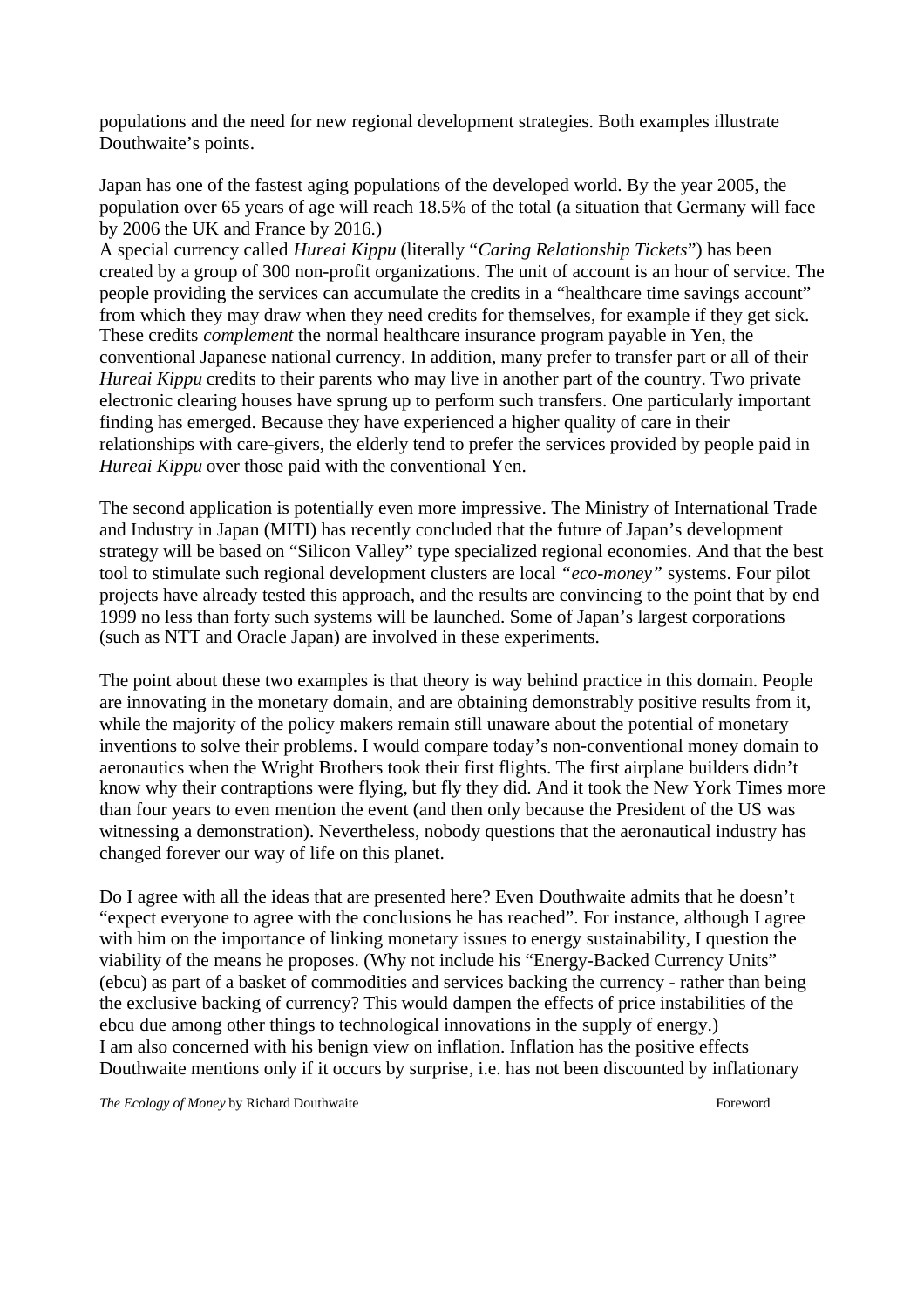populations and the need for new regional development strategies. Both examples illustrate Douthwaite's points.

Japan has one of the fastest aging populations of the developed world. By the year 2005, the population over 65 years of age will reach 18.5% of the total (a situation that Germany will face by 2006 the UK and France by 2016.)
A special currency called *Hureai Kippu* (literally "*Caring Relationship Tickets*") has been created by a group of 300 non-profit organizations. The unit of account is an hour of service. The people providing the services can accumulate the credits in a "healthcare time savings account" from which they may draw when they need credits for themselves, for example if they get sick. These credits *complement* the normal healthcare insurance program payable in Yen, the conventional Japanese national currency. In addition, many prefer to transfer part or all of their *Hureai Kippu* credits to their parents who may live in another part of the country. Two private electronic clearing houses have sprung up to perform such transfers. One particularly important finding has emerged. Because they have experienced a higher quality of care in their relationships with care-givers, the elderly tend to prefer the services provided by people paid in *Hureai Kippu* over those paid with the conventional Yen.

The second application is potentially even more impressive. The Ministry of International Trade and Industry in Japan (MITI) has recently concluded that the future of Japan's development strategy will be based on "Silicon Valley" type specialized regional economies. And that the best tool to stimulate such regional development clusters are local *"eco-money"* systems. Four pilot projects have already tested this approach, and the results are convincing to the point that by end 1999 no less than forty such systems will be launched. Some of Japan's largest corporations (such as NTT and Oracle Japan) are involved in these experiments.

The point about these two examples is that theory is way behind practice in this domain. People are innovating in the monetary domain, and are obtaining demonstrably positive results from it, while the majority of the policy makers remain still unaware about the potential of monetary inventions to solve their problems. I would compare today's non-conventional money domain to aeronautics when the Wright Brothers took their first flights. The first airplane builders didn't know why their contraptions were flying, but fly they did. And it took the New York Times more than four years to even mention the event (and then only because the President of the US was witnessing a demonstration). Nevertheless, nobody questions that the aeronautical industry has changed forever our way of life on this planet.

Do I agree with all the ideas that are presented here? Even Douthwaite admits that he doesn't "expect everyone to agree with the conclusions he has reached". For instance, although I agree with him on the importance of linking monetary issues to energy sustainability, I question the viability of the means he proposes. (Why not include his "Energy-Backed Currency Units" (ebcu) as part of a basket of commodities and services backing the currency - rather than being the exclusive backing of currency? This would dampen the effects of price instabilities of the ebcu due among other things to technological innovations in the supply of energy.)
I am also concerned with his benign view on inflation. Inflation has the positive effects Douthwaite mentions only if it occurs by surprise, i.e. has not been discounted by inflationary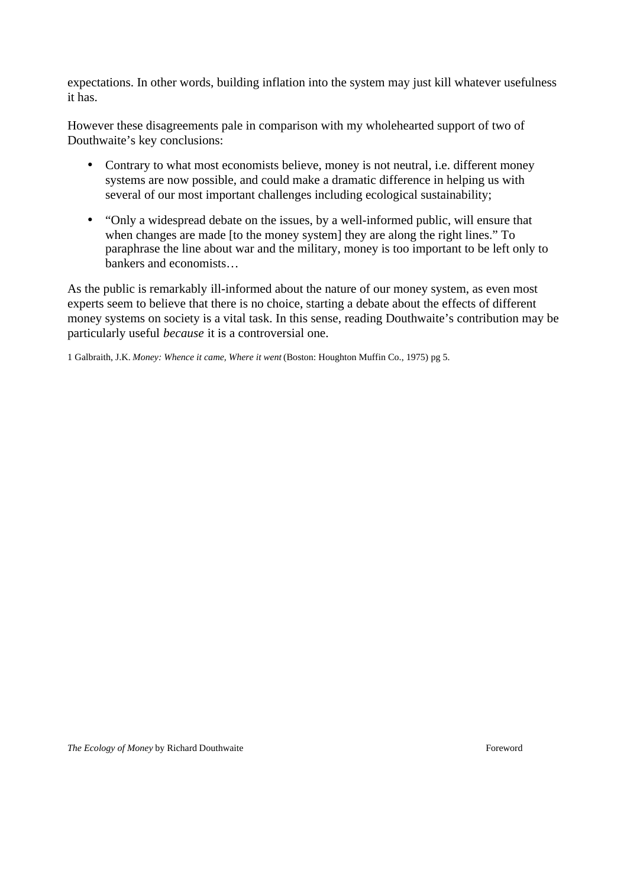expectations. In other words, building inflation into the system may just kill whatever usefulness it has.

However these disagreements pale in comparison with my wholehearted support of two of Douthwaite's key conclusions:

- Contrary to what most economists believe, money is not neutral, i.e. different money systems are now possible, and could make a dramatic difference in helping us with several of our most important challenges including ecological sustainability;
- "Only a widespread debate on the issues, by a well-informed public, will ensure that when changes are made [to the money system] they are along the right lines." To paraphrase the line about war and the military, money is too important to be left only to bankers and economists…

As the public is remarkably ill-informed about the nature of our money system, as even most experts seem to believe that there is no choice, starting a debate about the effects of different money systems on society is a vital task. In this sense, reading Douthwaite's contribution may be particularly useful *because* it is a controversial one.

1 Galbraith, J.K. *Money: Whence it came, Where it went* (Boston: Houghton Muffin Co., 1975) pg 5.